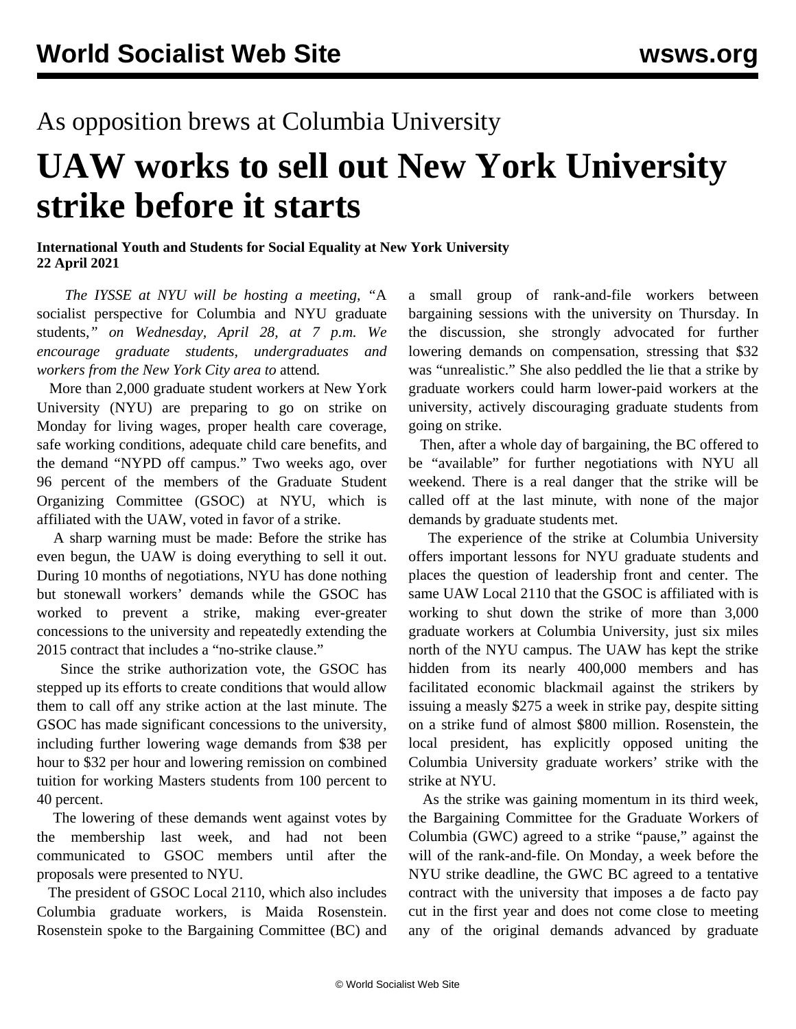As opposition brews at Columbia University

# UAW works to sell out New York University strike before it starts

**International Youth and Students for Social Equality at New York University**
**22 April 2021**

*The IYSSE at NYU will be hosting a meeting, "*A socialist perspective for Columbia and NYU graduate students,*" on Wednesday, April 28, at 7 p.m. We encourage graduate students, undergraduates and workers from the New York City area to* attend*.*

More than 2,000 graduate student workers at New York University (NYU) are preparing to go on strike on Monday for living wages, proper health care coverage, safe working conditions, adequate child care benefits, and the demand "NYPD off campus." Two weeks ago, over 96 percent of the members of the Graduate Student Organizing Committee (GSOC) at NYU, which is affiliated with the UAW, voted in favor of a strike.

A sharp warning must be made: Before the strike has even begun, the UAW is doing everything to sell it out. During 10 months of negotiations, NYU has done nothing but stonewall workers' demands while the GSOC has worked to prevent a strike, making ever-greater concessions to the university and repeatedly extending the 2015 contract that includes a "no-strike clause."

Since the strike authorization vote, the GSOC has stepped up its efforts to create conditions that would allow them to call off any strike action at the last minute. The GSOC has made significant concessions to the university, including further lowering wage demands from $38 per hour to $32 per hour and lowering remission on combined tuition for working Masters students from 100 percent to 40 percent.

The lowering of these demands went against votes by the membership last week, and had not been communicated to GSOC members until after the proposals were presented to NYU.

The president of GSOC Local 2110, which also includes Columbia graduate workers, is Maida Rosenstein. Rosenstein spoke to the Bargaining Committee (BC) and a small group of rank-and-file workers between bargaining sessions with the university on Thursday. In the discussion, she strongly advocated for further lowering demands on compensation, stressing that $32 was "unrealistic." She also peddled the lie that a strike by graduate workers could harm lower-paid workers at the university, actively discouraging graduate students from going on strike.

Then, after a whole day of bargaining, the BC offered to be "available" for further negotiations with NYU all weekend. There is a real danger that the strike will be called off at the last minute, with none of the major demands by graduate students met.

The experience of the strike at Columbia University offers important lessons for NYU graduate students and places the question of leadership front and center. The same UAW Local 2110 that the GSOC is affiliated with is working to shut down the strike of more than 3,000 graduate workers at Columbia University, just six miles north of the NYU campus. The UAW has kept the strike hidden from its nearly 400,000 members and has facilitated economic blackmail against the strikers by issuing a measly $275 a week in strike pay, despite sitting on a strike fund of almost $800 million. Rosenstein, the local president, has explicitly opposed uniting the Columbia University graduate workers' strike with the strike at NYU.

As the strike was gaining momentum in its third week, the Bargaining Committee for the Graduate Workers of Columbia (GWC) agreed to a strike "pause," against the will of the rank-and-file. On Monday, a week before the NYU strike deadline, the GWC BC agreed to a tentative contract with the university that imposes a de facto pay cut in the first year and does not come close to meeting any of the original demands advanced by graduate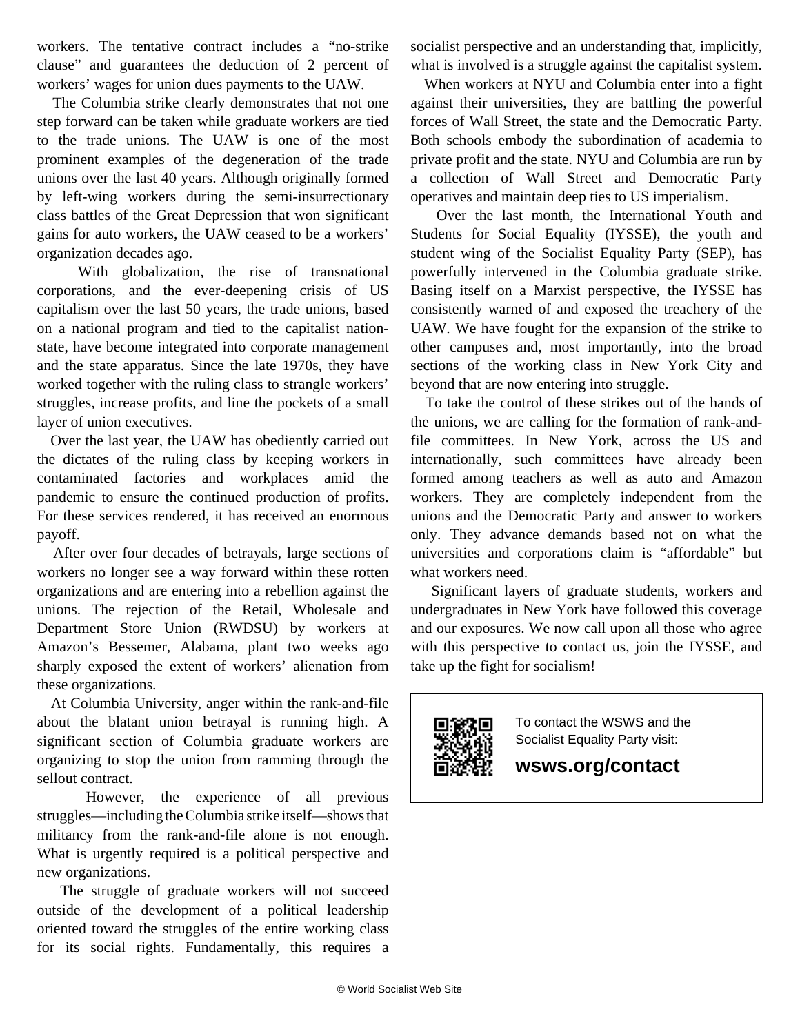workers. The tentative contract includes a "no-strike clause" and guarantees the deduction of 2 percent of workers' wages for union dues payments to the UAW.

The Columbia strike clearly demonstrates that not one step forward can be taken while graduate workers are tied to the trade unions. The UAW is one of the most prominent examples of the degeneration of the trade unions over the last 40 years. Although originally formed by left-wing workers during the semi-insurrectionary class battles of the Great Depression that won significant gains for auto workers, the UAW ceased to be a workers' organization decades ago.

With globalization, the rise of transnational corporations, and the ever-deepening crisis of US capitalism over the last 50 years, the trade unions, based on a national program and tied to the capitalist nation-state, have become integrated into corporate management and the state apparatus. Since the late 1970s, they have worked together with the ruling class to strangle workers' struggles, increase profits, and line the pockets of a small layer of union executives.

Over the last year, the UAW has obediently carried out the dictates of the ruling class by keeping workers in contaminated factories and workplaces amid the pandemic to ensure the continued production of profits. For these services rendered, it has received an enormous payoff.

After over four decades of betrayals, large sections of workers no longer see a way forward within these rotten organizations and are entering into a rebellion against the unions. The rejection of the Retail, Wholesale and Department Store Union (RWDSU) by workers at Amazon's Bessemer, Alabama, plant two weeks ago sharply exposed the extent of workers' alienation from these organizations.

At Columbia University, anger within the rank-and-file about the blatant union betrayal is running high. A significant section of Columbia graduate workers are organizing to stop the union from ramming through the sellout contract.

However, the experience of all previous struggles—including the Columbia strike itself—shows that militancy from the rank-and-file alone is not enough. What is urgently required is a political perspective and new organizations.

The struggle of graduate workers will not succeed outside of the development of a political leadership oriented toward the struggles of the entire working class for its social rights. Fundamentally, this requires a socialist perspective and an understanding that, implicitly, what is involved is a struggle against the capitalist system.

When workers at NYU and Columbia enter into a fight against their universities, they are battling the powerful forces of Wall Street, the state and the Democratic Party. Both schools embody the subordination of academia to private profit and the state. NYU and Columbia are run by a collection of Wall Street and Democratic Party operatives and maintain deep ties to US imperialism.

Over the last month, the International Youth and Students for Social Equality (IYSSE), the youth and student wing of the Socialist Equality Party (SEP), has powerfully intervened in the Columbia graduate strike. Basing itself on a Marxist perspective, the IYSSE has consistently warned of and exposed the treachery of the UAW. We have fought for the expansion of the strike to other campuses and, most importantly, into the broad sections of the working class in New York City and beyond that are now entering into struggle.

To take the control of these strikes out of the hands of the unions, we are calling for the formation of rank-and-file committees. In New York, across the US and internationally, such committees have already been formed among teachers as well as auto and Amazon workers. They are completely independent from the unions and the Democratic Party and answer to workers only. They advance demands based not on what the universities and corporations claim is "affordable" but what workers need.

Significant layers of graduate students, workers and undergraduates in New York have followed this coverage and our exposures. We now call upon all those who agree with this perspective to contact us, join the IYSSE, and take up the fight for socialism!

To contact the WSWS and the Socialist Equality Party visit:

**wsws.org/contact**